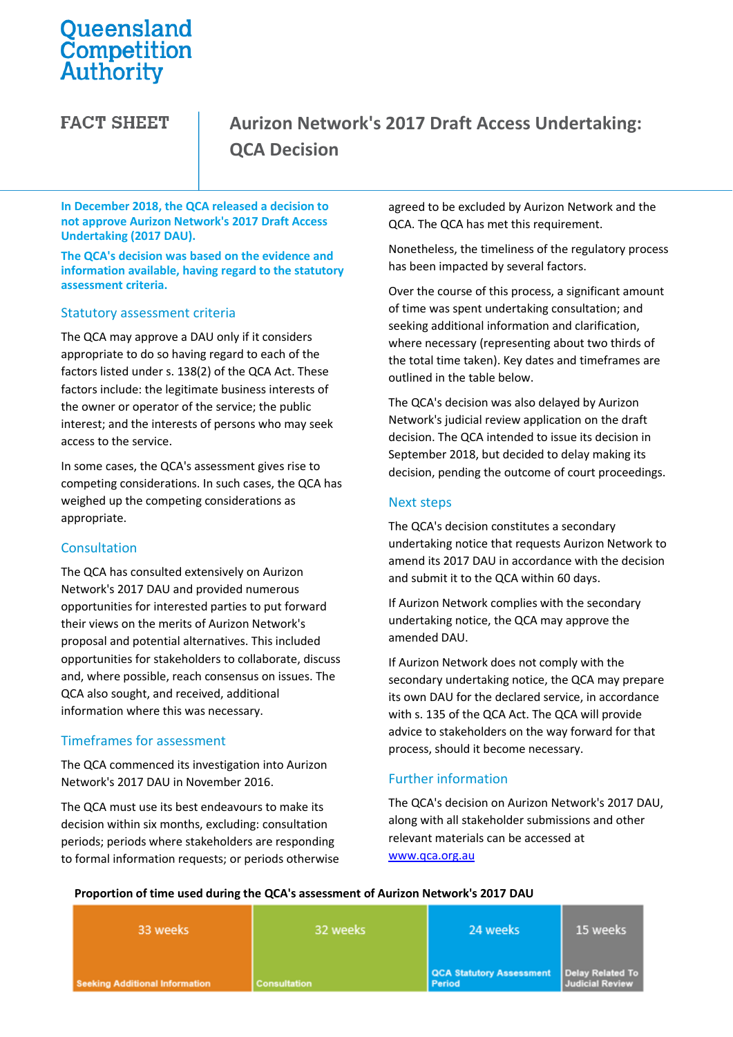# Queensland Competition Authority

**FACT SHEET**

# Aurizon Network's 2017 Draft Access Undertaking: QCA Decision

**In December 2018, the QCA released a decision to not approve Aurizon Network's 2017 Draft Access Undertaking (2017 DAU).**

**The QCA's decision was based on the evidence and information available, having regard to the statutory assessment criteria.**

## Statutory assessment criteria

The QCA may approve a DAU only if it considers appropriate to do so having regard to each of the factors listed under s. 138(2) of the QCA Act. These factors include: the legitimate business interests of the owner or operator of the service; the public interest; and the interests of persons who may seek access to the service.

In some cases, the QCA's assessment gives rise to competing considerations. In such cases, the QCA has weighed up the competing considerations as appropriate.

## Consultation

The QCA has consulted extensively on Aurizon Network's 2017 DAU and provided numerous opportunities for interested parties to put forward their views on the merits of Aurizon Network's proposal and potential alternatives. This included opportunities for stakeholders to collaborate, discuss and, where possible, reach consensus on issues. The QCA also sought, and received, additional information where this was necessary.

## Timeframes for assessment

The QCA commenced its investigation into Aurizon Network's 2017 DAU in November 2016.

The QCA must use its best endeavours to make its decision within six months, excluding: consultation periods; periods where stakeholders are responding to formal information requests; or periods otherwise agreed to be excluded by Aurizon Network and the QCA. The QCA has met this requirement.

Nonetheless, the timeliness of the regulatory process has been impacted by several factors.

Over the course of this process, a significant amount of time was spent undertaking consultation; and seeking additional information and clarification, where necessary (representing about two thirds of the total time taken). Key dates and timeframes are outlined in the table below.

The QCA's decision was also delayed by Aurizon Network's judicial review application on the draft decision. The QCA intended to issue its decision in September 2018, but decided to delay making its decision, pending the outcome of court proceedings.

## Next steps

The QCA's decision constitutes a secondary undertaking notice that requests Aurizon Network to amend its 2017 DAU in accordance with the decision and submit it to the QCA within 60 days.

If Aurizon Network complies with the secondary undertaking notice, the QCA may approve the amended DAU.

If Aurizon Network does not comply with the secondary undertaking notice, the QCA may prepare its own DAU for the declared service, in accordance with s. 135 of the QCA Act. The QCA will provide advice to stakeholders on the way forward for that process, should it become necessary.

## Further information

The QCA's decision on Aurizon Network's 2017 DAU, along with all stakeholder submissions and other relevant materials can be accessed at www.qca.org.au

**Proportion of time used during the QCA's assessment of Aurizon Network's 2017 DAU**

| Seeking Additional Information | Consultation | QCA Statutory Assessment Period | Delay Related To Judicial Review |
|---|---|---|---|
| 33 weeks | 32 weeks | 24 weeks | 15 weeks |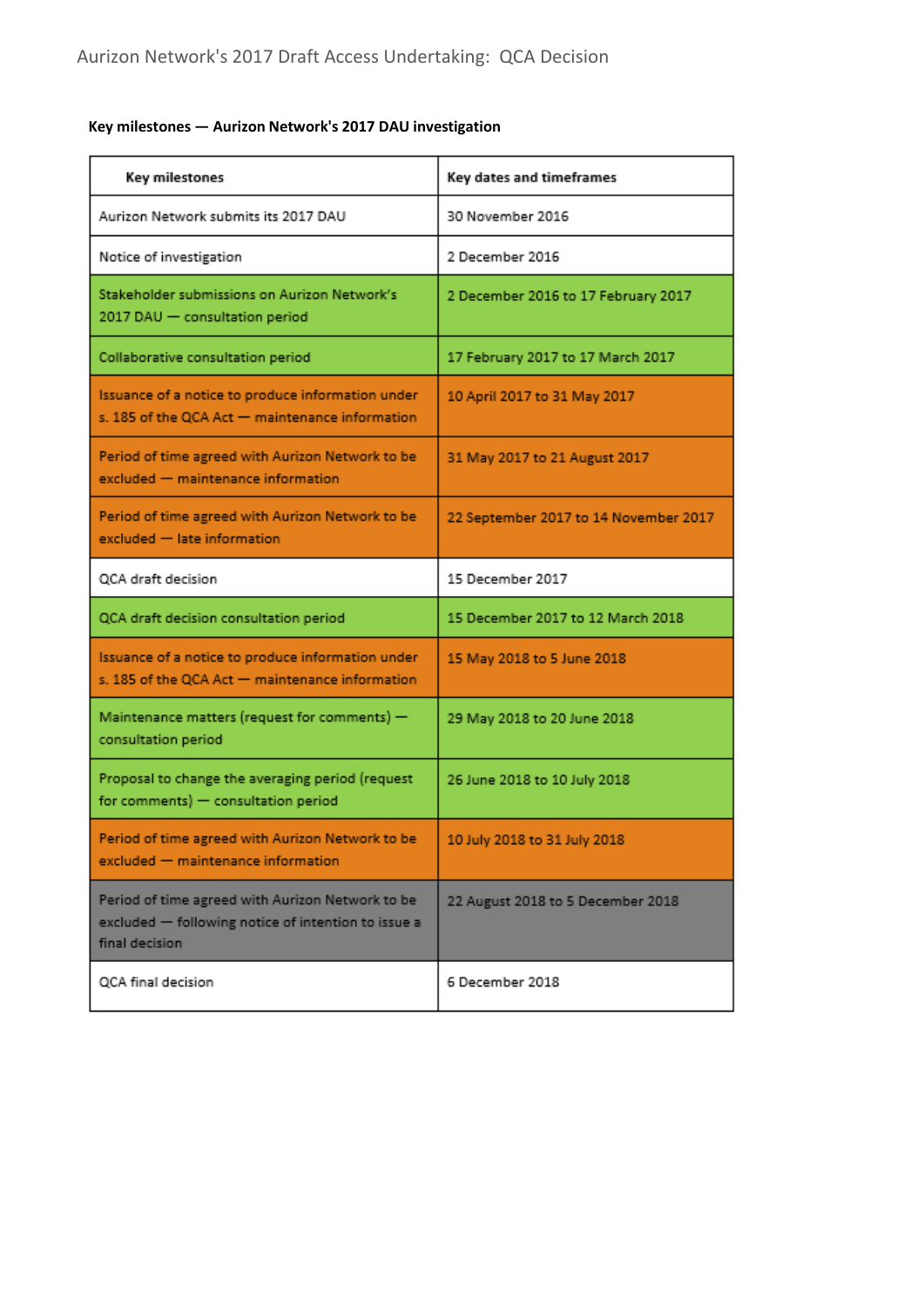**Key milestones — Aurizon Network's 2017 DAU investigation**

| Key milestones | Key dates and timeframes |
|---|---|
| Aurizon Network submits its 2017 DAU | 30 November 2016 |
| Notice of investigation | 2 December 2016 |
| Stakeholder submissions on Aurizon Network's 2017 DAU — consultation period | 2 December 2016 to 17 February 2017 |
| Collaborative consultation period | 17 February 2017 to 17 March 2017 |
| Issuance of a notice to produce information under s. 185 of the QCA Act — maintenance information | 10 April 2017 to 31 May 2017 |
| Period of time agreed with Aurizon Network to be excluded — maintenance information | 31 May 2017 to 21 August 2017 |
| Period of time agreed with Aurizon Network to be excluded — late information | 22 September 2017 to 14 November 2017 |
| QCA draft decision | 15 December 2017 |
| QCA draft decision consultation period | 15 December 2017 to 12 March 2018 |
| Issuance of a notice to produce information under s. 185 of the QCA Act — maintenance information | 15 May 2018 to 5 June 2018 |
| Maintenance matters (request for comments) — consultation period | 29 May 2018 to 20 June 2018 |
| Proposal to change the averaging period (request for comments) — consultation period | 26 June 2018 to 10 July 2018 |
| Period of time agreed with Aurizon Network to be excluded — maintenance information | 10 July 2018 to 31 July 2018 |
| Period of time agreed with Aurizon Network to be excluded — following notice of intention to issue a final decision | 22 August 2018 to 5 December 2018 |
| QCA final decision | 6 December 2018 |